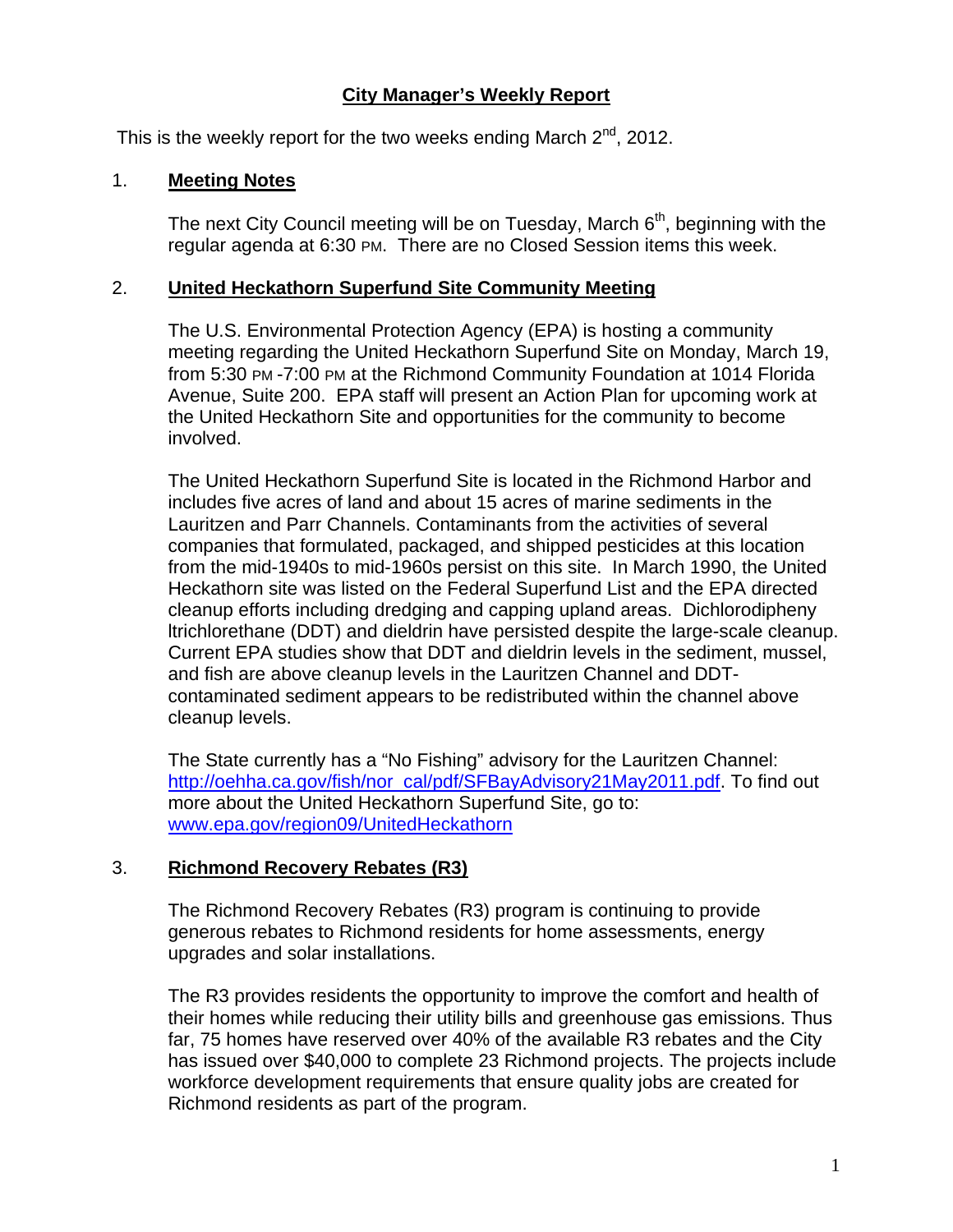# City Manager's Weekly Report

This is the weekly report for the two weeks ending March 2nd, 2012.

## 1. Meeting Notes

The next City Council meeting will be on Tuesday, March 6th, beginning with the regular agenda at 6:30 PM. There are no Closed Session items this week.

## 2. United Heckathorn Superfund Site Community Meeting

The U.S. Environmental Protection Agency (EPA) is hosting a community meeting regarding the United Heckathorn Superfund Site on Monday, March 19, from 5:30 PM -7:00 PM at the Richmond Community Foundation at 1014 Florida Avenue, Suite 200. EPA staff will present an Action Plan for upcoming work at the United Heckathorn Site and opportunities for the community to become involved.

The United Heckathorn Superfund Site is located in the Richmond Harbor and includes five acres of land and about 15 acres of marine sediments in the Lauritzen and Parr Channels. Contaminants from the activities of several companies that formulated, packaged, and shipped pesticides at this location from the mid-1940s to mid-1960s persist on this site. In March 1990, the United Heckathorn site was listed on the Federal Superfund List and the EPA directed cleanup efforts including dredging and capping upland areas. Dichlorodipheny ltrichlorethane (DDT) and dieldrin have persisted despite the large-scale cleanup. Current EPA studies show that DDT and dieldrin levels in the sediment, mussel, and fish are above cleanup levels in the Lauritzen Channel and DDT-contaminated sediment appears to be redistributed within the channel above cleanup levels.

The State currently has a "No Fishing" advisory for the Lauritzen Channel: http://oehha.ca.gov/fish/nor_cal/pdf/SFBayAdvisory21May2011.pdf. To find out more about the United Heckathorn Superfund Site, go to: www.epa.gov/region09/UnitedHeckathorn

## 3. Richmond Recovery Rebates (R3)

The Richmond Recovery Rebates (R3) program is continuing to provide generous rebates to Richmond residents for home assessments, energy upgrades and solar installations.

The R3 provides residents the opportunity to improve the comfort and health of their homes while reducing their utility bills and greenhouse gas emissions. Thus far, 75 homes have reserved over 40% of the available R3 rebates and the City has issued over $40,000 to complete 23 Richmond projects. The projects include workforce development requirements that ensure quality jobs are created for Richmond residents as part of the program.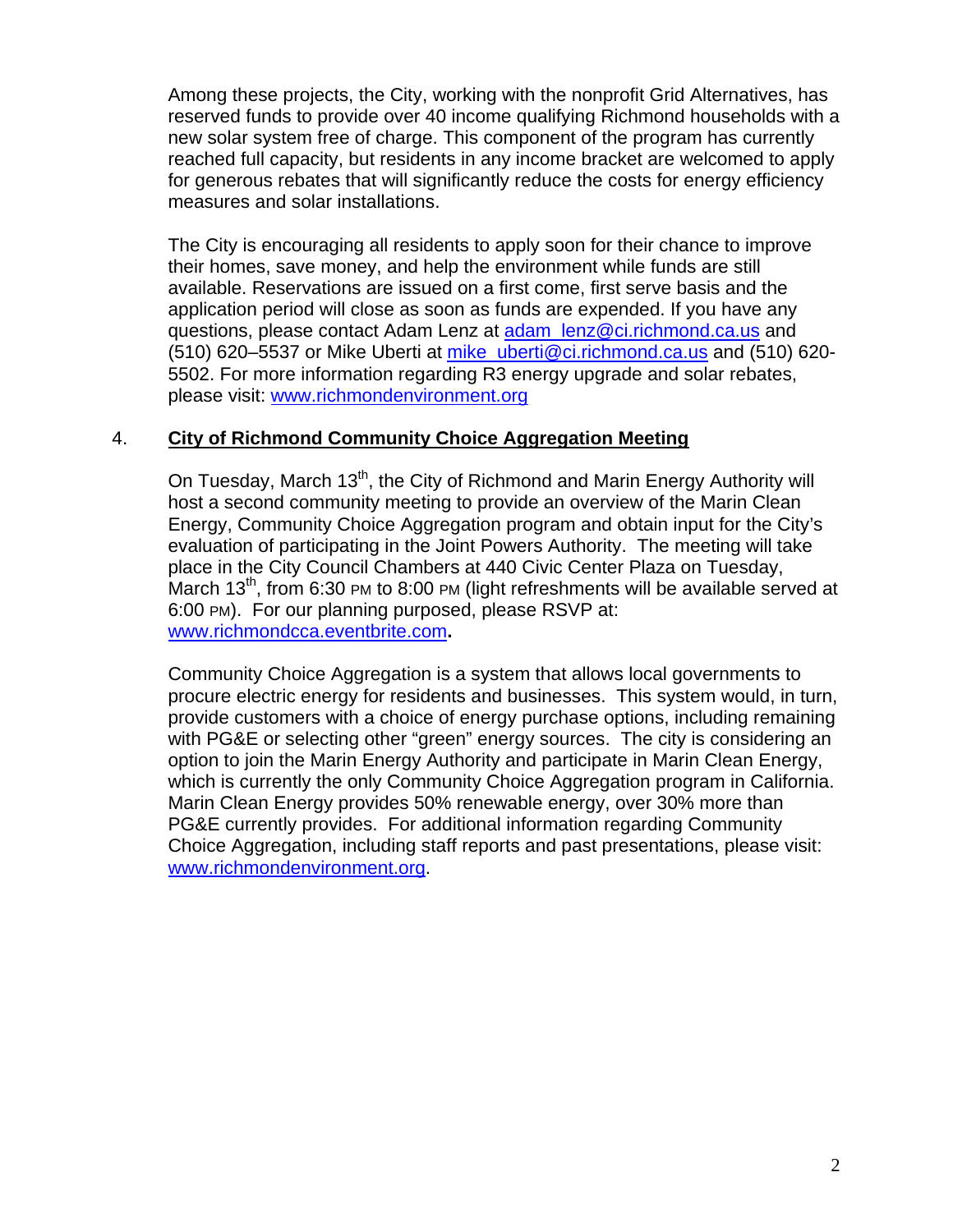Among these projects, the City, working with the nonprofit Grid Alternatives, has reserved funds to provide over 40 income qualifying Richmond households with a new solar system free of charge. This component of the program has currently reached full capacity, but residents in any income bracket are welcomed to apply for generous rebates that will significantly reduce the costs for energy efficiency measures and solar installations.

The City is encouraging all residents to apply soon for their chance to improve their homes, save money, and help the environment while funds are still available. Reservations are issued on a first come, first serve basis and the application period will close as soon as funds are expended. If you have any questions, please contact Adam Lenz at adam_lenz@ci.richmond.ca.us and (510) 620–5537 or Mike Uberti at mike_uberti@ci.richmond.ca.us and (510) 620-5502. For more information regarding R3 energy upgrade and solar rebates, please visit: www.richmondenvironment.org

4. **City of Richmond Community Choice Aggregation Meeting**

On Tuesday, March 13th, the City of Richmond and Marin Energy Authority will host a second community meeting to provide an overview of the Marin Clean Energy, Community Choice Aggregation program and obtain input for the City's evaluation of participating in the Joint Powers Authority. The meeting will take place in the City Council Chambers at 440 Civic Center Plaza on Tuesday, March 13th, from 6:30 PM to 8:00 PM (light refreshments will be available served at 6:00 PM). For our planning purposed, please RSVP at: www.richmondcca.eventbrite.com**.**

Community Choice Aggregation is a system that allows local governments to procure electric energy for residents and businesses. This system would, in turn, provide customers with a choice of energy purchase options, including remaining with PG&E or selecting other "green" energy sources. The city is considering an option to join the Marin Energy Authority and participate in Marin Clean Energy, which is currently the only Community Choice Aggregation program in California. Marin Clean Energy provides 50% renewable energy, over 30% more than PG&E currently provides. For additional information regarding Community Choice Aggregation, including staff reports and past presentations, please visit: www.richmondenvironment.org.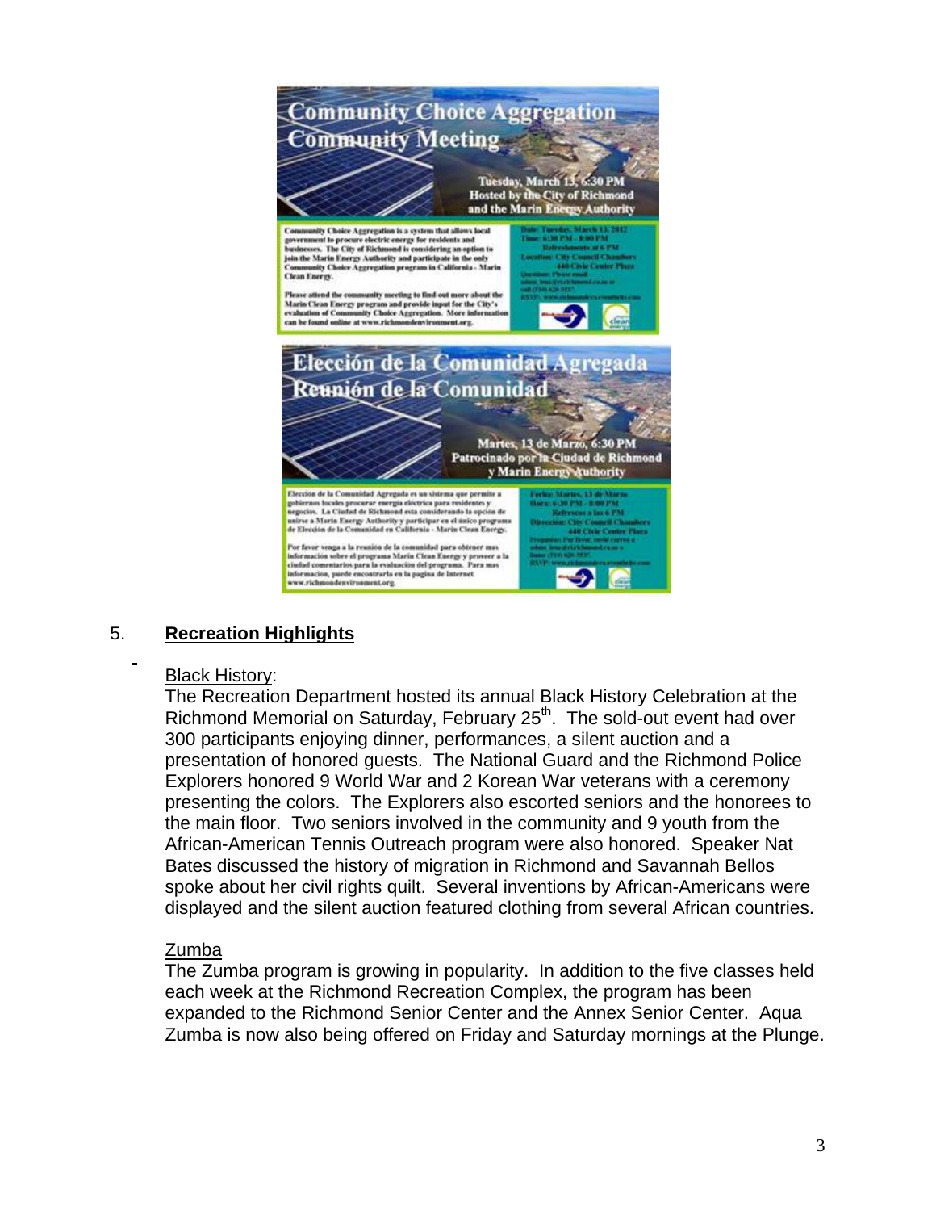# Community Choice Aggregation Community Meeting

Tuesday, March 13, 6:30 PM
Hosted by the City of Richmond and the Marin Energy Authority

Community Choice Aggregation is a system that allows local government to procure electric energy for residents and businesses. The City of Richmond is considering an option to join the Marin Energy Authority and participate in the only Community Choice Aggregation program in California - Marin Clean Energy.

Please attend the community meeting to find out more about the Marin Clean Energy program and provide input for the City's evaluation of Community Choice Aggregation. More information can be found online at www.richmondenvironment.org.

Date: Tuesday, March 13, 2012
Time: 6:30 PM - 8:00 PM
Refreshments at 6 PM
Location: City Council Chambers
440 Civic Center Plaza

# Elección de la Comunidad Agregada Reunión de la Comunidad

Martes, 13 de Marzo, 6:30 PM
Patrocinado por la Ciudad de Richmond y Marin Energy Authority

Elección de la Comunidad Agregada es un sistema que permite a gobiernos locales procurar energía eléctrica para residentes y negocios. La Ciudad de Richmond esta considerando la opción de unirse a Marin Energy Authority y participar en el único programa de Elección de la Comunidad en California - Marin Clean Energy.

Por favor venga a la reunión de la comunidad para obtener mas información sobre el programa Marin Clean Energy y proveer a la ciudad comentarios para la evaluación del programa. Para mas información, puede encontrarla en la pagina de Internet www.richmondenvironment.org.

Fecha: Martes, 13 de Marzo
Hora: 6:30 PM - 8:00 PM
Refrescos a las 6 PM
Dirección: City Council Chambers
440 Civic Center Plaza

## 5. Recreation Highlights

- **Black History:**

  The Recreation Department hosted its annual Black History Celebration at the Richmond Memorial on Saturday, February 25th. The sold-out event had over 300 participants enjoying dinner, performances, a silent auction and a presentation of honored guests. The National Guard and the Richmond Police Explorers honored 9 World War and 2 Korean War veterans with a ceremony presenting the colors. The Explorers also escorted seniors and the honorees to the main floor. Two seniors involved in the community and 9 youth from the African-American Tennis Outreach program were also honored. Speaker Nat Bates discussed the history of migration in Richmond and Savannah Bellos spoke about her civil rights quilt. Several inventions by African-Americans were displayed and the silent auction featured clothing from several African countries.

  **Zumba**

  The Zumba program is growing in popularity. In addition to the five classes held each week at the Richmond Recreation Complex, the program has been expanded to the Richmond Senior Center and the Annex Senior Center. Aqua Zumba is now also being offered on Friday and Saturday mornings at the Plunge.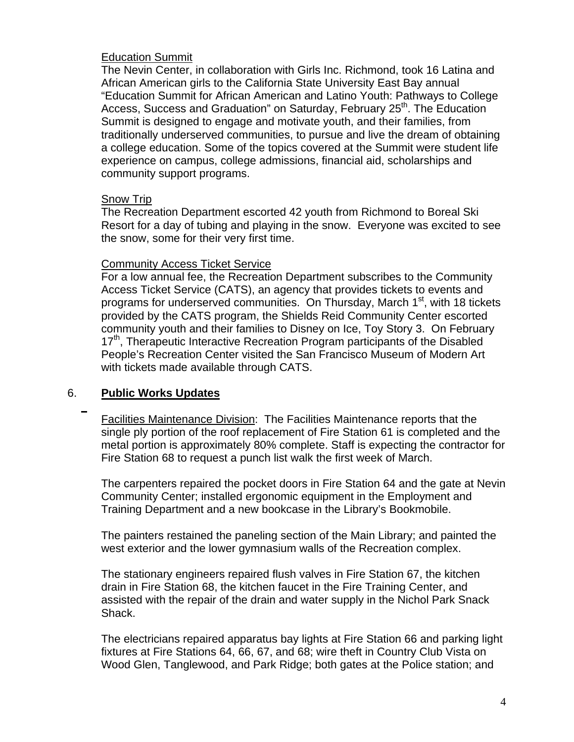Education Summit

The Nevin Center, in collaboration with Girls Inc. Richmond, took 16 Latina and African American girls to the California State University East Bay annual "Education Summit for African American and Latino Youth: Pathways to College Access, Success and Graduation" on Saturday, February 25th. The Education Summit is designed to engage and motivate youth, and their families, from traditionally underserved communities, to pursue and live the dream of obtaining a college education. Some of the topics covered at the Summit were student life experience on campus, college admissions, financial aid, scholarships and community support programs.

Snow Trip

The Recreation Department escorted 42 youth from Richmond to Boreal Ski Resort for a day of tubing and playing in the snow. Everyone was excited to see the snow, some for their very first time.

Community Access Ticket Service

For a low annual fee, the Recreation Department subscribes to the Community Access Ticket Service (CATS), an agency that provides tickets to events and programs for underserved communities. On Thursday, March 1st, with 18 tickets provided by the CATS program, the Shields Reid Community Center escorted community youth and their families to Disney on Ice, Toy Story 3. On February 17th, Therapeutic Interactive Recreation Program participants of the Disabled People's Recreation Center visited the San Francisco Museum of Modern Art with tickets made available through CATS.

6. **Public Works Updates**

Facilities Maintenance Division: The Facilities Maintenance reports that the single ply portion of the roof replacement of Fire Station 61 is completed and the metal portion is approximately 80% complete. Staff is expecting the contractor for Fire Station 68 to request a punch list walk the first week of March.

The carpenters repaired the pocket doors in Fire Station 64 and the gate at Nevin Community Center; installed ergonomic equipment in the Employment and Training Department and a new bookcase in the Library's Bookmobile.

The painters restained the paneling section of the Main Library; and painted the west exterior and the lower gymnasium walls of the Recreation complex.

The stationary engineers repaired flush valves in Fire Station 67, the kitchen drain in Fire Station 68, the kitchen faucet in the Fire Training Center, and assisted with the repair of the drain and water supply in the Nichol Park Snack Shack.

The electricians repaired apparatus bay lights at Fire Station 66 and parking light fixtures at Fire Stations 64, 66, 67, and 68; wire theft in Country Club Vista on Wood Glen, Tanglewood, and Park Ridge; both gates at the Police station; and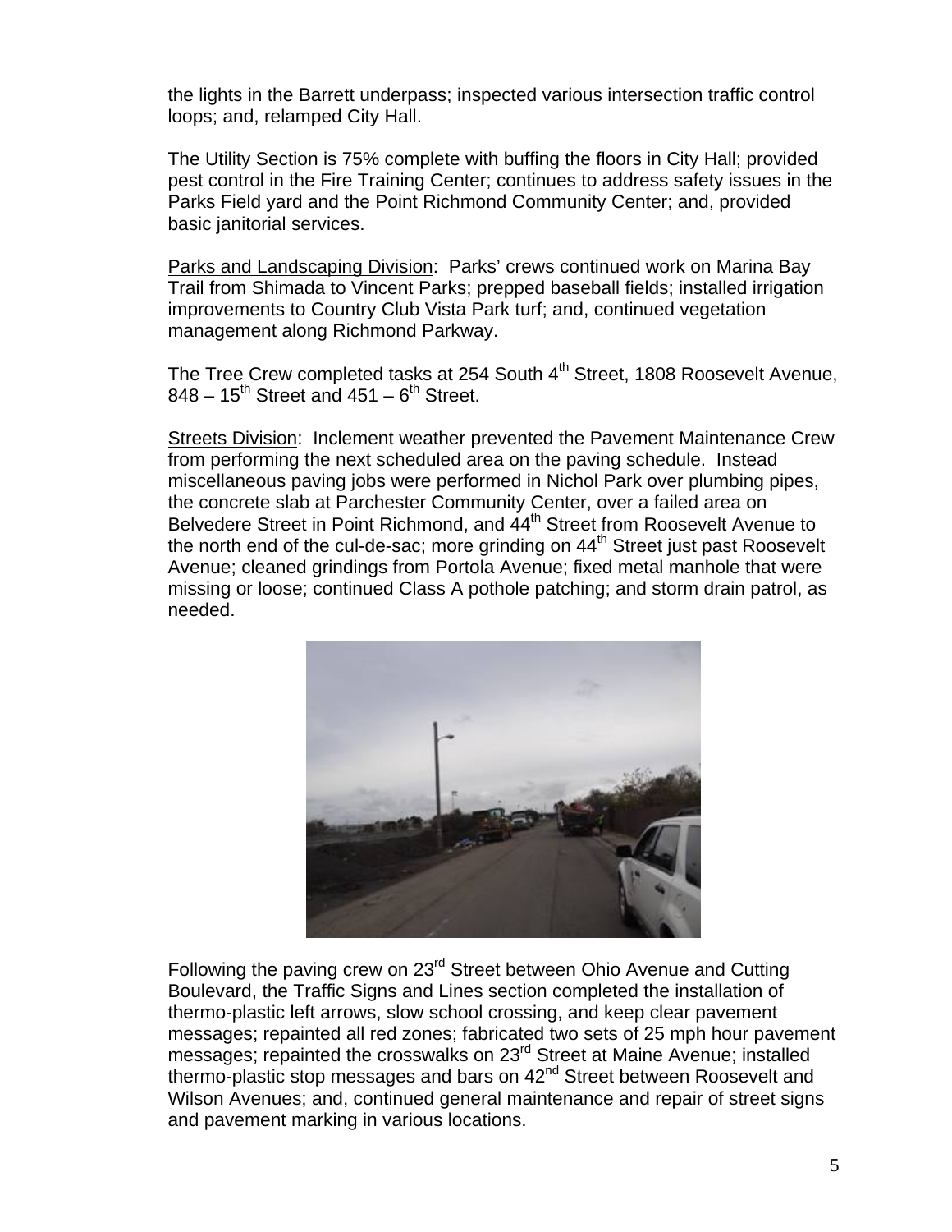the lights in the Barrett underpass; inspected various intersection traffic control loops; and, relamped City Hall.

The Utility Section is 75% complete with buffing the floors in City Hall; provided pest control in the Fire Training Center; continues to address safety issues in the Parks Field yard and the Point Richmond Community Center; and, provided basic janitorial services.

Parks and Landscaping Division: Parks' crews continued work on Marina Bay Trail from Shimada to Vincent Parks; prepped baseball fields; installed irrigation improvements to Country Club Vista Park turf; and, continued vegetation management along Richmond Parkway.

The Tree Crew completed tasks at 254 South 4th Street, 1808 Roosevelt Avenue, 848 – 15th Street and 451 – 6th Street.

Streets Division: Inclement weather prevented the Pavement Maintenance Crew from performing the next scheduled area on the paving schedule. Instead miscellaneous paving jobs were performed in Nichol Park over plumbing pipes, the concrete slab at Parchester Community Center, over a failed area on Belvedere Street in Point Richmond, and 44th Street from Roosevelt Avenue to the north end of the cul-de-sac; more grinding on 44th Street just past Roosevelt Avenue; cleaned grindings from Portola Avenue; fixed metal manhole that were missing or loose; continued Class A pothole patching; and storm drain patrol, as needed.

Following the paving crew on 23rd Street between Ohio Avenue and Cutting Boulevard, the Traffic Signs and Lines section completed the installation of thermo-plastic left arrows, slow school crossing, and keep clear pavement messages; repainted all red zones; fabricated two sets of 25 mph hour pavement messages; repainted the crosswalks on 23rd Street at Maine Avenue; installed thermo-plastic stop messages and bars on 42nd Street between Roosevelt and Wilson Avenues; and, continued general maintenance and repair of street signs and pavement marking in various locations.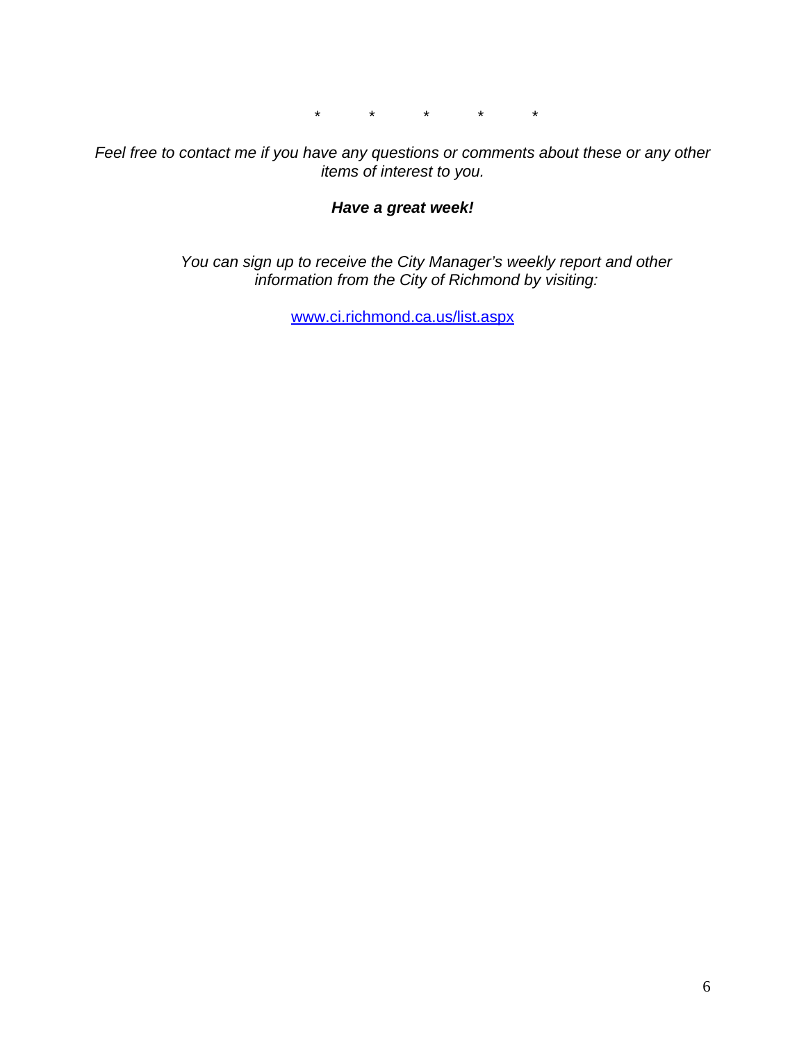\*          \*          \*          \*          \*

*Feel free to contact me if you have any questions or comments about these or any other items of interest to you.*

***Have a great week!***

*You can sign up to receive the City Manager's weekly report and other information from the City of Richmond by visiting:*

[www.ci.richmond.ca.us/list.aspx](http://www.ci.richmond.ca.us/list.aspx)